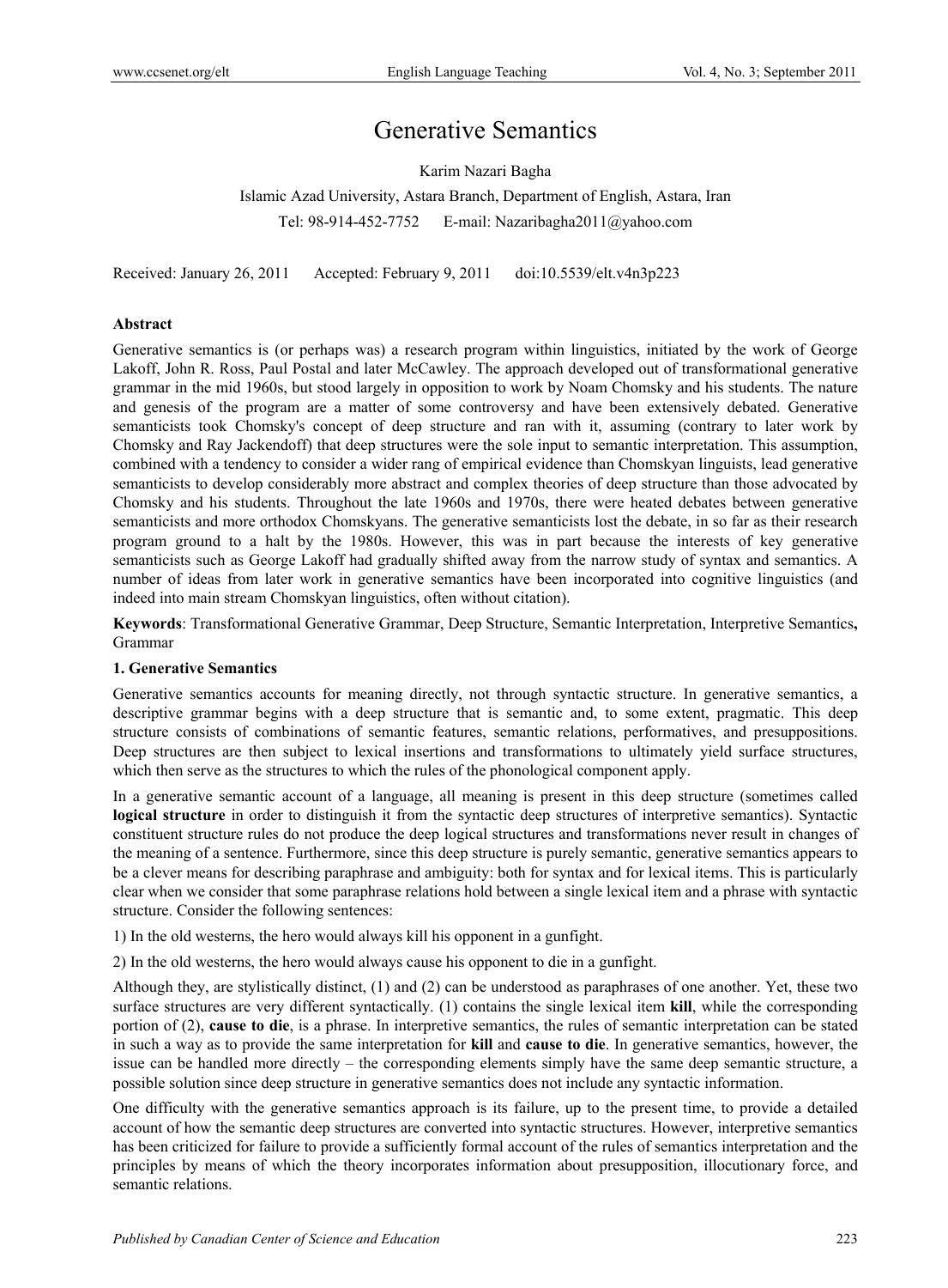# Generative Semantics

Karim Nazari Bagha

Islamic Azad University, Astara Branch, Department of English, Astara, Iran

Tel: 98-914-452-7752 E-mail: Nazaribagha2011@yahoo.com

Received: January 26, 2011 Accepted: February 9, 2011 doi:10.5539/elt.v4n3p223

**Abstract**

Generative semantics is (or perhaps was) a research program within linguistics, initiated by the work of George Lakoff, John R. Ross, Paul Postal and later McCawley. The approach developed out of transformational generative grammar in the mid 1960s, but stood largely in opposition to work by Noam Chomsky and his students. The nature and genesis of the program are a matter of some controversy and have been extensively debated. Generative semanticists took Chomsky's concept of deep structure and ran with it, assuming (contrary to later work by Chomsky and Ray Jackendoff) that deep structures were the sole input to semantic interpretation. This assumption, combined with a tendency to consider a wider rang of empirical evidence than Chomskyan linguists, lead generative semanticists to develop considerably more abstract and complex theories of deep structure than those advocated by Chomsky and his students. Throughout the late 1960s and 1970s, there were heated debates between generative semanticists and more orthodox Chomskyans. The generative semanticists lost the debate, in so far as their research program ground to a halt by the 1980s. However, this was in part because the interests of key generative semanticists such as George Lakoff had gradually shifted away from the narrow study of syntax and semantics. A number of ideas from later work in generative semantics have been incorporated into cognitive linguistics (and indeed into main stream Chomskyan linguistics, often without citation).

**Keywords**: Transformational Generative Grammar, Deep Structure, Semantic Interpretation, Interpretive Semantics**,** Grammar

## 1. Generative Semantics

Generative semantics accounts for meaning directly, not through syntactic structure. In generative semantics, a descriptive grammar begins with a deep structure that is semantic and, to some extent, pragmatic. This deep structure consists of combinations of semantic features, semantic relations, performatives, and presuppositions. Deep structures are then subject to lexical insertions and transformations to ultimately yield surface structures, which then serve as the structures to which the rules of the phonological component apply.

In a generative semantic account of a language, all meaning is present in this deep structure (sometimes called **logical structure** in order to distinguish it from the syntactic deep structures of interpretive semantics). Syntactic constituent structure rules do not produce the deep logical structures and transformations never result in changes of the meaning of a sentence. Furthermore, since this deep structure is purely semantic, generative semantics appears to be a clever means for describing paraphrase and ambiguity: both for syntax and for lexical items. This is particularly clear when we consider that some paraphrase relations hold between a single lexical item and a phrase with syntactic structure. Consider the following sentences:

1) In the old westerns, the hero would always kill his opponent in a gunfight.

2) In the old westerns, the hero would always cause his opponent to die in a gunfight.

Although they, are stylistically distinct, (1) and (2) can be understood as paraphrases of one another. Yet, these two surface structures are very different syntactically. (1) contains the single lexical item **kill**, while the corresponding portion of (2), **cause to die**, is a phrase. In interpretive semantics, the rules of semantic interpretation can be stated in such a way as to provide the same interpretation for **kill** and **cause to die**. In generative semantics, however, the issue can be handled more directly – the corresponding elements simply have the same deep semantic structure, a possible solution since deep structure in generative semantics does not include any syntactic information.

One difficulty with the generative semantics approach is its failure, up to the present time, to provide a detailed account of how the semantic deep structures are converted into syntactic structures. However, interpretive semantics has been criticized for failure to provide a sufficiently formal account of the rules of semantics interpretation and the principles by means of which the theory incorporates information about presupposition, illocutionary force, and semantic relations.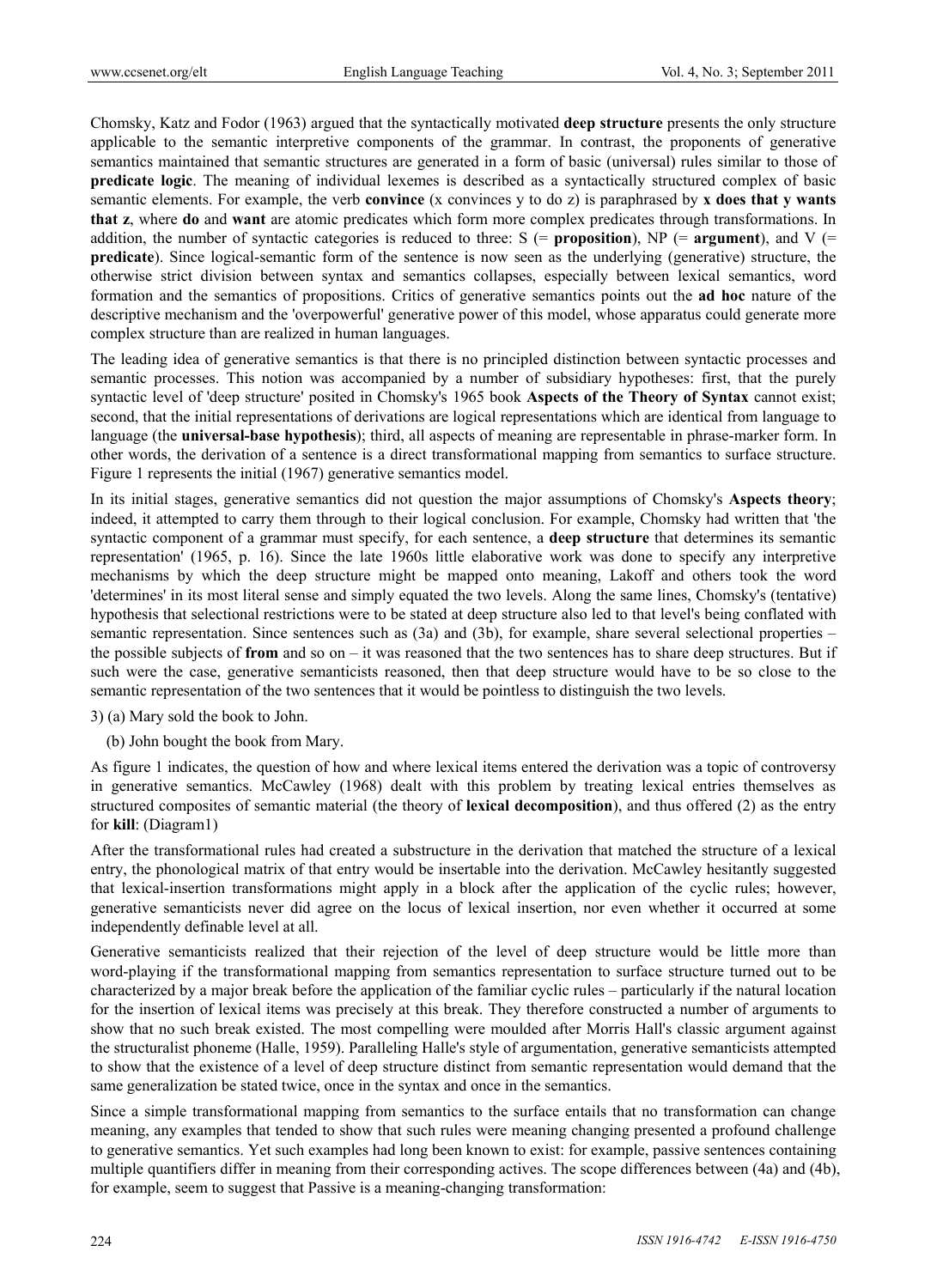Chomsky, Katz and Fodor (1963) argued that the syntactically motivated **deep structure** presents the only structure applicable to the semantic interpretive components of the grammar. In contrast, the proponents of generative semantics maintained that semantic structures are generated in a form of basic (universal) rules similar to those of **predicate logic**. The meaning of individual lexemes is described as a syntactically structured complex of basic semantic elements. For example, the verb **convince** (x convinces y to do z) is paraphrased by **x does that y wants that z**, where **do** and **want** are atomic predicates which form more complex predicates through transformations. In addition, the number of syntactic categories is reduced to three: S (= **proposition**), NP (= **argument**), and V (= **predicate**). Since logical-semantic form of the sentence is now seen as the underlying (generative) structure, the otherwise strict division between syntax and semantics collapses, especially between lexical semantics, word formation and the semantics of propositions. Critics of generative semantics points out the **ad hoc** nature of the descriptive mechanism and the 'overpowerful' generative power of this model, whose apparatus could generate more complex structure than are realized in human languages.

The leading idea of generative semantics is that there is no principled distinction between syntactic processes and semantic processes. This notion was accompanied by a number of subsidiary hypotheses: first, that the purely syntactic level of 'deep structure' posited in Chomsky's 1965 book **Aspects of the Theory of Syntax** cannot exist; second, that the initial representations of derivations are logical representations which are identical from language to language (the **universal-base hypothesis**); third, all aspects of meaning are representable in phrase-marker form. In other words, the derivation of a sentence is a direct transformational mapping from semantics to surface structure. Figure 1 represents the initial (1967) generative semantics model.

In its initial stages, generative semantics did not question the major assumptions of Chomsky's **Aspects theory**; indeed, it attempted to carry them through to their logical conclusion. For example, Chomsky had written that 'the syntactic component of a grammar must specify, for each sentence, a **deep structure** that determines its semantic representation' (1965, p. 16). Since the late 1960s little elaborative work was done to specify any interpretive mechanisms by which the deep structure might be mapped onto meaning, Lakoff and others took the word 'determines' in its most literal sense and simply equated the two levels. Along the same lines, Chomsky's (tentative) hypothesis that selectional restrictions were to be stated at deep structure also led to that level's being conflated with semantic representation. Since sentences such as (3a) and (3b), for example, share several selectional properties – the possible subjects of **from** and so on – it was reasoned that the two sentences has to share deep structures. But if such were the case, generative semanticists reasoned, then that deep structure would have to be so close to the semantic representation of the two sentences that it would be pointless to distinguish the two levels.

3) (a) Mary sold the book to John.

(b) John bought the book from Mary.

As figure 1 indicates, the question of how and where lexical items entered the derivation was a topic of controversy in generative semantics. McCawley (1968) dealt with this problem by treating lexical entries themselves as structured composites of semantic material (the theory of **lexical decomposition**), and thus offered (2) as the entry for **kill**: (Diagram1)

After the transformational rules had created a substructure in the derivation that matched the structure of a lexical entry, the phonological matrix of that entry would be insertable into the derivation. McCawley hesitantly suggested that lexical-insertion transformations might apply in a block after the application of the cyclic rules; however, generative semanticists never did agree on the locus of lexical insertion, nor even whether it occurred at some independently definable level at all.

Generative semanticists realized that their rejection of the level of deep structure would be little more than word-playing if the transformational mapping from semantics representation to surface structure turned out to be characterized by a major break before the application of the familiar cyclic rules – particularly if the natural location for the insertion of lexical items was precisely at this break. They therefore constructed a number of arguments to show that no such break existed. The most compelling were moulded after Morris Hall's classic argument against the structuralist phoneme (Halle, 1959). Paralleling Halle's style of argumentation, generative semanticists attempted to show that the existence of a level of deep structure distinct from semantic representation would demand that the same generalization be stated twice, once in the syntax and once in the semantics.

Since a simple transformational mapping from semantics to the surface entails that no transformation can change meaning, any examples that tended to show that such rules were meaning changing presented a profound challenge to generative semantics. Yet such examples had long been known to exist: for example, passive sentences containing multiple quantifiers differ in meaning from their corresponding actives. The scope differences between (4a) and (4b), for example, seem to suggest that Passive is a meaning-changing transformation: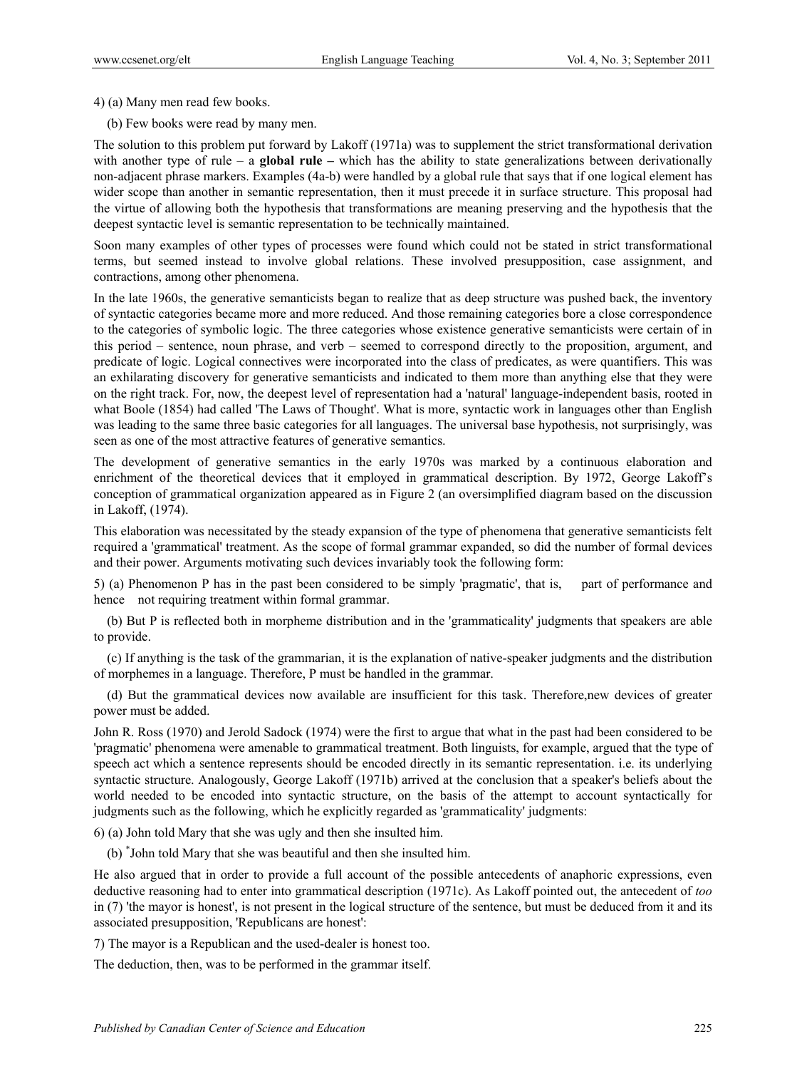4) (a) Many men read few books.

(b) Few books were read by many men.

The solution to this problem put forward by Lakoff (1971a) was to supplement the strict transformational derivation with another type of rule – a **global rule –** which has the ability to state generalizations between derivationally non-adjacent phrase markers. Examples (4a-b) were handled by a global rule that says that if one logical element has wider scope than another in semantic representation, then it must precede it in surface structure. This proposal had the virtue of allowing both the hypothesis that transformations are meaning preserving and the hypothesis that the deepest syntactic level is semantic representation to be technically maintained.

Soon many examples of other types of processes were found which could not be stated in strict transformational terms, but seemed instead to involve global relations. These involved presupposition, case assignment, and contractions, among other phenomena.

In the late 1960s, the generative semanticists began to realize that as deep structure was pushed back, the inventory of syntactic categories became more and more reduced. And those remaining categories bore a close correspondence to the categories of symbolic logic. The three categories whose existence generative semanticists were certain of in this period – sentence, noun phrase, and verb – seemed to correspond directly to the proposition, argument, and predicate of logic. Logical connectives were incorporated into the class of predicates, as were quantifiers. This was an exhilarating discovery for generative semanticists and indicated to them more than anything else that they were on the right track. For, now, the deepest level of representation had a 'natural' language-independent basis, rooted in what Boole (1854) had called 'The Laws of Thought'. What is more, syntactic work in languages other than English was leading to the same three basic categories for all languages. The universal base hypothesis, not surprisingly, was seen as one of the most attractive features of generative semantics.

The development of generative semantics in the early 1970s was marked by a continuous elaboration and enrichment of the theoretical devices that it employed in grammatical description. By 1972, George Lakoff's conception of grammatical organization appeared as in Figure 2 (an oversimplified diagram based on the discussion in Lakoff, (1974).

This elaboration was necessitated by the steady expansion of the type of phenomena that generative semanticists felt required a 'grammatical' treatment. As the scope of formal grammar expanded, so did the number of formal devices and their power. Arguments motivating such devices invariably took the following form:

5) (a) Phenomenon P has in the past been considered to be simply 'pragmatic', that is, part of performance and hence not requiring treatment within formal grammar.

(b) But P is reflected both in morpheme distribution and in the 'grammaticality' judgments that speakers are able to provide.

(c) If anything is the task of the grammarian, it is the explanation of native-speaker judgments and the distribution of morphemes in a language. Therefore, P must be handled in the grammar.

(d) But the grammatical devices now available are insufficient for this task. Therefore,new devices of greater power must be added.

John R. Ross (1970) and Jerold Sadock (1974) were the first to argue that what in the past had been considered to be 'pragmatic' phenomena were amenable to grammatical treatment. Both linguists, for example, argued that the type of speech act which a sentence represents should be encoded directly in its semantic representation. i.e. its underlying syntactic structure. Analogously, George Lakoff (1971b) arrived at the conclusion that a speaker's beliefs about the world needed to be encoded into syntactic structure, on the basis of the attempt to account syntactically for judgments such as the following, which he explicitly regarded as 'grammaticality' judgments:

6) (a) John told Mary that she was ugly and then she insulted him.

(b) *John told Mary that she was beautiful and then she insulted him.

He also argued that in order to provide a full account of the possible antecedents of anaphoric expressions, even deductive reasoning had to enter into grammatical description (1971c). As Lakoff pointed out, the antecedent of *too* in (7) 'the mayor is honest', is not present in the logical structure of the sentence, but must be deduced from it and its associated presupposition, 'Republicans are honest':

7) The mayor is a Republican and the used-dealer is honest too.

The deduction, then, was to be performed in the grammar itself.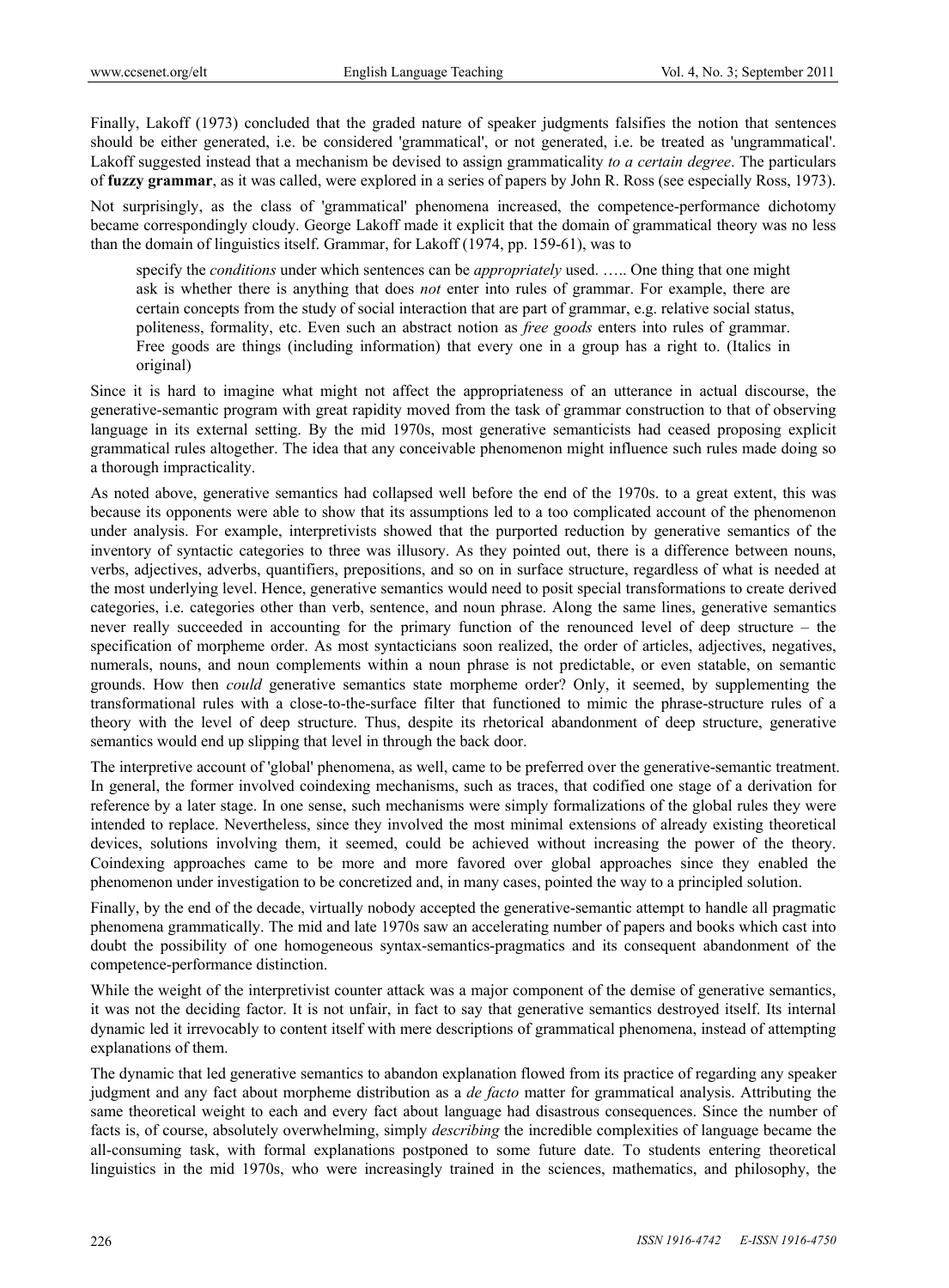Finally, Lakoff (1973) concluded that the graded nature of speaker judgments falsifies the notion that sentences should be either generated, i.e. be considered 'grammatical', or not generated, i.e. be treated as 'ungrammatical'. Lakoff suggested instead that a mechanism be devised to assign grammaticality *to a certain degree*. The particulars of **fuzzy grammar**, as it was called, were explored in a series of papers by John R. Ross (see especially Ross, 1973).

Not surprisingly, as the class of 'grammatical' phenomena increased, the competence-performance dichotomy became correspondingly cloudy. George Lakoff made it explicit that the domain of grammatical theory was no less than the domain of linguistics itself. Grammar, for Lakoff (1974, pp. 159-61), was to

> specify the *conditions* under which sentences can be *appropriately* used. ….. One thing that one might ask is whether there is anything that does *not* enter into rules of grammar. For example, there are certain concepts from the study of social interaction that are part of grammar, e.g. relative social status, politeness, formality, etc. Even such an abstract notion as *free goods* enters into rules of grammar. Free goods are things (including information) that every one in a group has a right to. (Italics in original)

Since it is hard to imagine what might not affect the appropriateness of an utterance in actual discourse, the generative-semantic program with great rapidity moved from the task of grammar construction to that of observing language in its external setting. By the mid 1970s, most generative semanticists had ceased proposing explicit grammatical rules altogether. The idea that any conceivable phenomenon might influence such rules made doing so a thorough impracticality.

As noted above, generative semantics had collapsed well before the end of the 1970s. to a great extent, this was because its opponents were able to show that its assumptions led to a too complicated account of the phenomenon under analysis. For example, interpretivists showed that the purported reduction by generative semantics of the inventory of syntactic categories to three was illusory. As they pointed out, there is a difference between nouns, verbs, adjectives, adverbs, quantifiers, prepositions, and so on in surface structure, regardless of what is needed at the most underlying level. Hence, generative semantics would need to posit special transformations to create derived categories, i.e. categories other than verb, sentence, and noun phrase. Along the same lines, generative semantics never really succeeded in accounting for the primary function of the renounced level of deep structure – the specification of morpheme order. As most syntacticians soon realized, the order of articles, adjectives, negatives, numerals, nouns, and noun complements within a noun phrase is not predictable, or even statable, on semantic grounds. How then *could* generative semantics state morpheme order? Only, it seemed, by supplementing the transformational rules with a close-to-the-surface filter that functioned to mimic the phrase-structure rules of a theory with the level of deep structure. Thus, despite its rhetorical abandonment of deep structure, generative semantics would end up slipping that level in through the back door.

The interpretive account of 'global' phenomena, as well, came to be preferred over the generative-semantic treatment. In general, the former involved coindexing mechanisms, such as traces, that codified one stage of a derivation for reference by a later stage. In one sense, such mechanisms were simply formalizations of the global rules they were intended to replace. Nevertheless, since they involved the most minimal extensions of already existing theoretical devices, solutions involving them, it seemed, could be achieved without increasing the power of the theory. Coindexing approaches came to be more and more favored over global approaches since they enabled the phenomenon under investigation to be concretized and, in many cases, pointed the way to a principled solution.

Finally, by the end of the decade, virtually nobody accepted the generative-semantic attempt to handle all pragmatic phenomena grammatically. The mid and late 1970s saw an accelerating number of papers and books which cast into doubt the possibility of one homogeneous syntax-semantics-pragmatics and its consequent abandonment of the competence-performance distinction.

While the weight of the interpretivist counter attack was a major component of the demise of generative semantics, it was not the deciding factor. It is not unfair, in fact to say that generative semantics destroyed itself. Its internal dynamic led it irrevocably to content itself with mere descriptions of grammatical phenomena, instead of attempting explanations of them.

The dynamic that led generative semantics to abandon explanation flowed from its practice of regarding any speaker judgment and any fact about morpheme distribution as a *de facto* matter for grammatical analysis. Attributing the same theoretical weight to each and every fact about language had disastrous consequences. Since the number of facts is, of course, absolutely overwhelming, simply *describing* the incredible complexities of language became the all-consuming task, with formal explanations postponed to some future date. To students entering theoretical linguistics in the mid 1970s, who were increasingly trained in the sciences, mathematics, and philosophy, the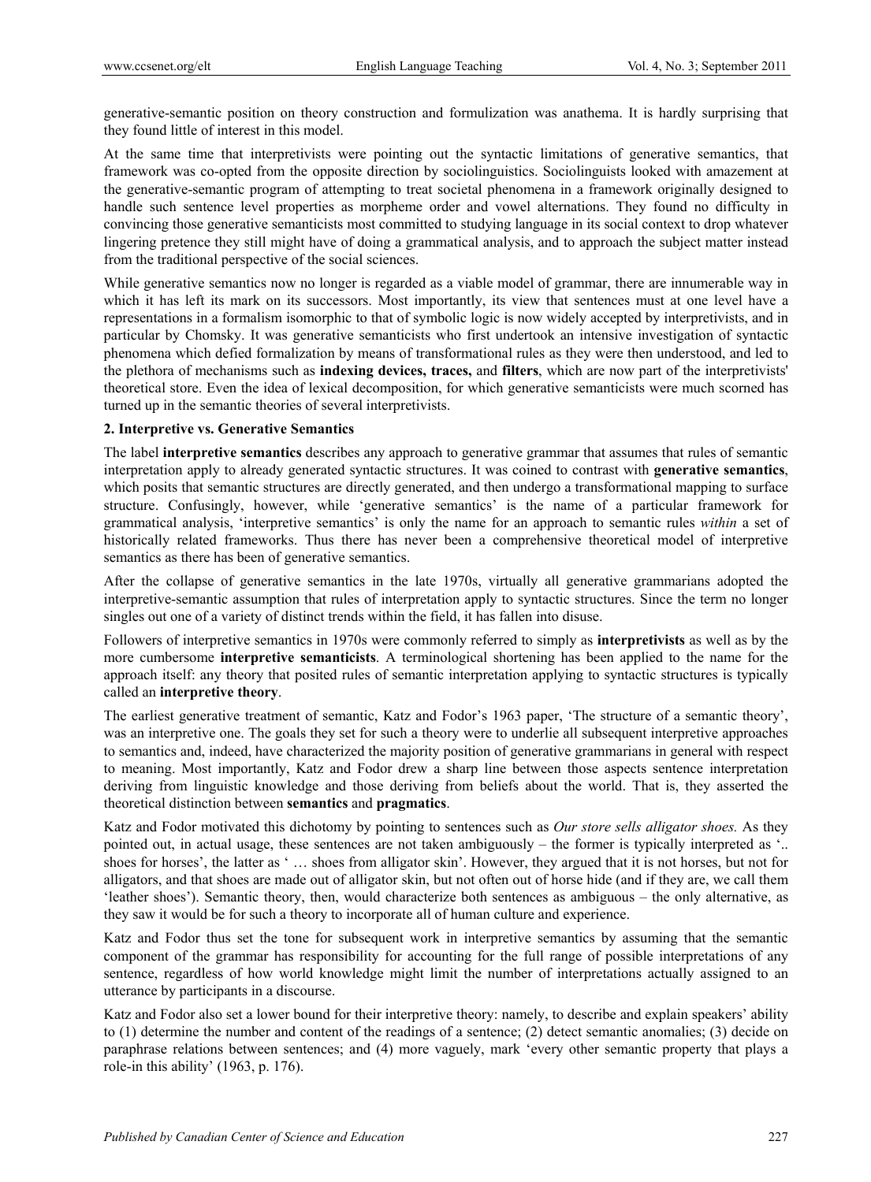generative-semantic position on theory construction and formulization was anathema. It is hardly surprising that they found little of interest in this model.

At the same time that interpretivists were pointing out the syntactic limitations of generative semantics, that framework was co-opted from the opposite direction by sociolinguistics. Sociolinguists looked with amazement at the generative-semantic program of attempting to treat societal phenomena in a framework originally designed to handle such sentence level properties as morpheme order and vowel alternations. They found no difficulty in convincing those generative semanticists most committed to studying language in its social context to drop whatever lingering pretence they still might have of doing a grammatical analysis, and to approach the subject matter instead from the traditional perspective of the social sciences.

While generative semantics now no longer is regarded as a viable model of grammar, there are innumerable way in which it has left its mark on its successors. Most importantly, its view that sentences must at one level have a representations in a formalism isomorphic to that of symbolic logic is now widely accepted by interpretivists, and in particular by Chomsky. It was generative semanticists who first undertook an intensive investigation of syntactic phenomena which defied formalization by means of transformational rules as they were then understood, and led to the plethora of mechanisms such as **indexing devices, traces,** and **filters**, which are now part of the interpretivists' theoretical store. Even the idea of lexical decomposition, for which generative semanticists were much scorned has turned up in the semantic theories of several interpretivists.

**2. Interpretive vs. Generative Semantics**

The label **interpretive semantics** describes any approach to generative grammar that assumes that rules of semantic interpretation apply to already generated syntactic structures. It was coined to contrast with **generative semantics**, which posits that semantic structures are directly generated, and then undergo a transformational mapping to surface structure. Confusingly, however, while 'generative semantics' is the name of a particular framework for grammatical analysis, 'interpretive semantics' is only the name for an approach to semantic rules *within* a set of historically related frameworks. Thus there has never been a comprehensive theoretical model of interpretive semantics as there has been of generative semantics.

After the collapse of generative semantics in the late 1970s, virtually all generative grammarians adopted the interpretive-semantic assumption that rules of interpretation apply to syntactic structures. Since the term no longer singles out one of a variety of distinct trends within the field, it has fallen into disuse.

Followers of interpretive semantics in 1970s were commonly referred to simply as **interpretivists** as well as by the more cumbersome **interpretive semanticists**. A terminological shortening has been applied to the name for the approach itself: any theory that posited rules of semantic interpretation applying to syntactic structures is typically called an **interpretive theory**.

The earliest generative treatment of semantic, Katz and Fodor's 1963 paper, 'The structure of a semantic theory', was an interpretive one. The goals they set for such a theory were to underlie all subsequent interpretive approaches to semantics and, indeed, have characterized the majority position of generative grammarians in general with respect to meaning. Most importantly, Katz and Fodor drew a sharp line between those aspects sentence interpretation deriving from linguistic knowledge and those deriving from beliefs about the world. That is, they asserted the theoretical distinction between **semantics** and **pragmatics**.

Katz and Fodor motivated this dichotomy by pointing to sentences such as *Our store sells alligator shoes.* As they pointed out, in actual usage, these sentences are not taken ambiguously – the former is typically interpreted as '.. shoes for horses', the latter as ' … shoes from alligator skin'. However, they argued that it is not horses, but not for alligators, and that shoes are made out of alligator skin, but not often out of horse hide (and if they are, we call them 'leather shoes'). Semantic theory, then, would characterize both sentences as ambiguous – the only alternative, as they saw it would be for such a theory to incorporate all of human culture and experience.

Katz and Fodor thus set the tone for subsequent work in interpretive semantics by assuming that the semantic component of the grammar has responsibility for accounting for the full range of possible interpretations of any sentence, regardless of how world knowledge might limit the number of interpretations actually assigned to an utterance by participants in a discourse.

Katz and Fodor also set a lower bound for their interpretive theory: namely, to describe and explain speakers' ability to (1) determine the number and content of the readings of a sentence; (2) detect semantic anomalies; (3) decide on paraphrase relations between sentences; and (4) more vaguely, mark 'every other semantic property that plays a role-in this ability' (1963, p. 176).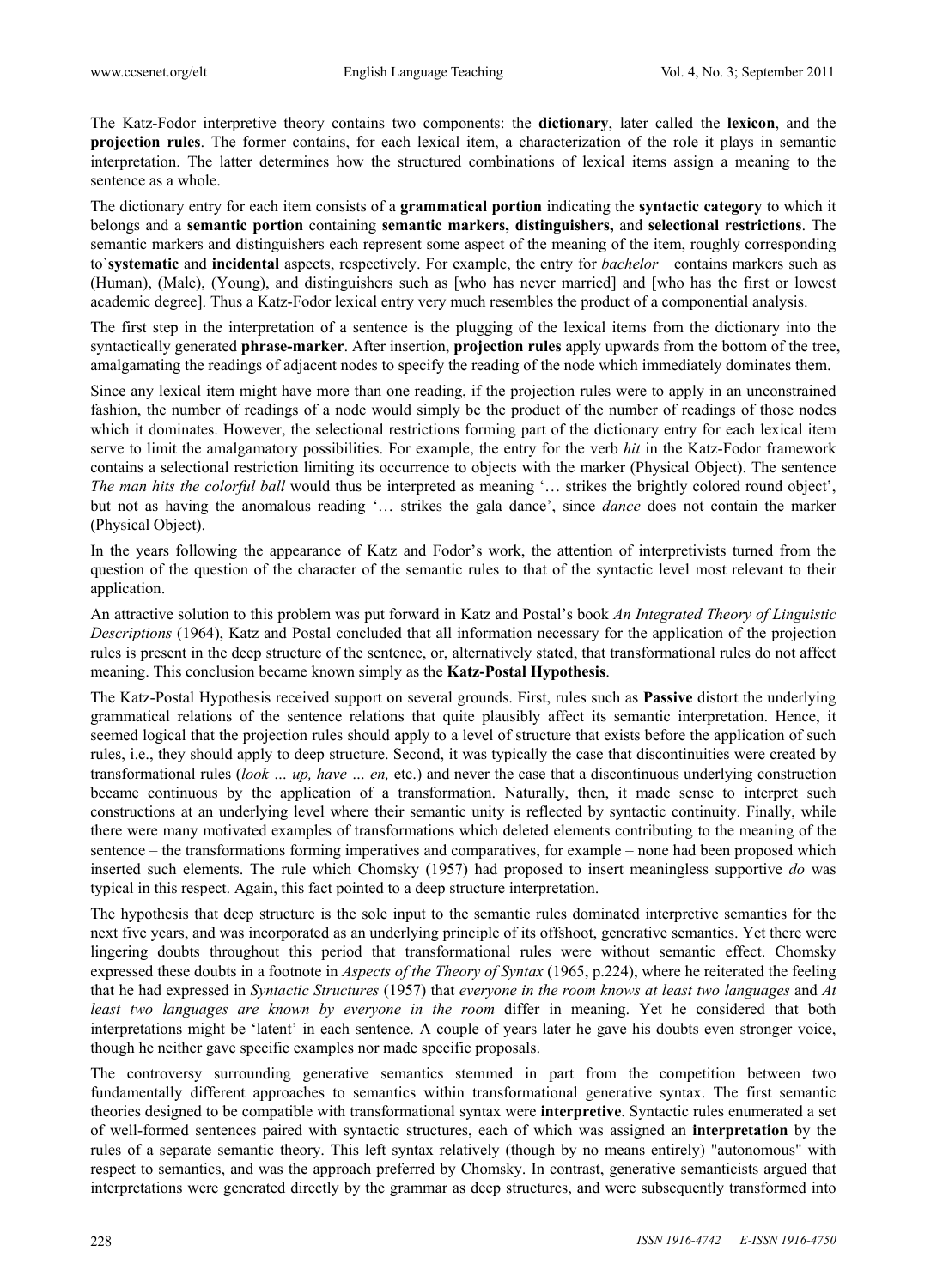The Katz-Fodor interpretive theory contains two components: the **dictionary**, later called the **lexicon**, and the **projection rules**. The former contains, for each lexical item, a characterization of the role it plays in semantic interpretation. The latter determines how the structured combinations of lexical items assign a meaning to the sentence as a whole.

The dictionary entry for each item consists of a **grammatical portion** indicating the **syntactic category** to which it belongs and a **semantic portion** containing **semantic markers, distinguishers,** and **selectional restrictions**. The semantic markers and distinguishers each represent some aspect of the meaning of the item, roughly corresponding to`**systematic** and **incidental** aspects, respectively. For example, the entry for *bachelor* contains markers such as (Human), (Male), (Young), and distinguishers such as [who has never married] and [who has the first or lowest academic degree]. Thus a Katz-Fodor lexical entry very much resembles the product of a componential analysis.

The first step in the interpretation of a sentence is the plugging of the lexical items from the dictionary into the syntactically generated **phrase-marker**. After insertion, **projection rules** apply upwards from the bottom of the tree, amalgamating the readings of adjacent nodes to specify the reading of the node which immediately dominates them.

Since any lexical item might have more than one reading, if the projection rules were to apply in an unconstrained fashion, the number of readings of a node would simply be the product of the number of readings of those nodes which it dominates. However, the selectional restrictions forming part of the dictionary entry for each lexical item serve to limit the amalgamatory possibilities. For example, the entry for the verb *hit* in the Katz-Fodor framework contains a selectional restriction limiting its occurrence to objects with the marker (Physical Object). The sentence *The man hits the colorful ball* would thus be interpreted as meaning '… strikes the brightly colored round object', but not as having the anomalous reading '… strikes the gala dance', since *dance* does not contain the marker (Physical Object).

In the years following the appearance of Katz and Fodor's work, the attention of interpretivists turned from the question of the question of the character of the semantic rules to that of the syntactic level most relevant to their application.

An attractive solution to this problem was put forward in Katz and Postal's book *An Integrated Theory of Linguistic Descriptions* (1964), Katz and Postal concluded that all information necessary for the application of the projection rules is present in the deep structure of the sentence, or, alternatively stated, that transformational rules do not affect meaning. This conclusion became known simply as the **Katz-Postal Hypothesis**.

The Katz-Postal Hypothesis received support on several grounds. First, rules such as **Passive** distort the underlying grammatical relations of the sentence relations that quite plausibly affect its semantic interpretation. Hence, it seemed logical that the projection rules should apply to a level of structure that exists before the application of such rules, i.e., they should apply to deep structure. Second, it was typically the case that discontinuities were created by transformational rules (*look … up, have … en,* etc.) and never the case that a discontinuous underlying construction became continuous by the application of a transformation. Naturally, then, it made sense to interpret such constructions at an underlying level where their semantic unity is reflected by syntactic continuity. Finally, while there were many motivated examples of transformations which deleted elements contributing to the meaning of the sentence – the transformations forming imperatives and comparatives, for example – none had been proposed which inserted such elements. The rule which Chomsky (1957) had proposed to insert meaningless supportive *do* was typical in this respect. Again, this fact pointed to a deep structure interpretation.

The hypothesis that deep structure is the sole input to the semantic rules dominated interpretive semantics for the next five years, and was incorporated as an underlying principle of its offshoot, generative semantics. Yet there were lingering doubts throughout this period that transformational rules were without semantic effect. Chomsky expressed these doubts in a footnote in *Aspects of the Theory of Syntax* (1965, p.224), where he reiterated the feeling that he had expressed in *Syntactic Structures* (1957) that *everyone in the room knows at least two languages* and *At least two languages are known by everyone in the room* differ in meaning. Yet he considered that both interpretations might be 'latent' in each sentence. A couple of years later he gave his doubts even stronger voice, though he neither gave specific examples nor made specific proposals.

The controversy surrounding generative semantics stemmed in part from the competition between two fundamentally different approaches to semantics within transformational generative syntax. The first semantic theories designed to be compatible with transformational syntax were **interpretive**. Syntactic rules enumerated a set of well-formed sentences paired with syntactic structures, each of which was assigned an **interpretation** by the rules of a separate semantic theory. This left syntax relatively (though by no means entirely) "autonomous" with respect to semantics, and was the approach preferred by Chomsky. In contrast, generative semanticists argued that interpretations were generated directly by the grammar as deep structures, and were subsequently transformed into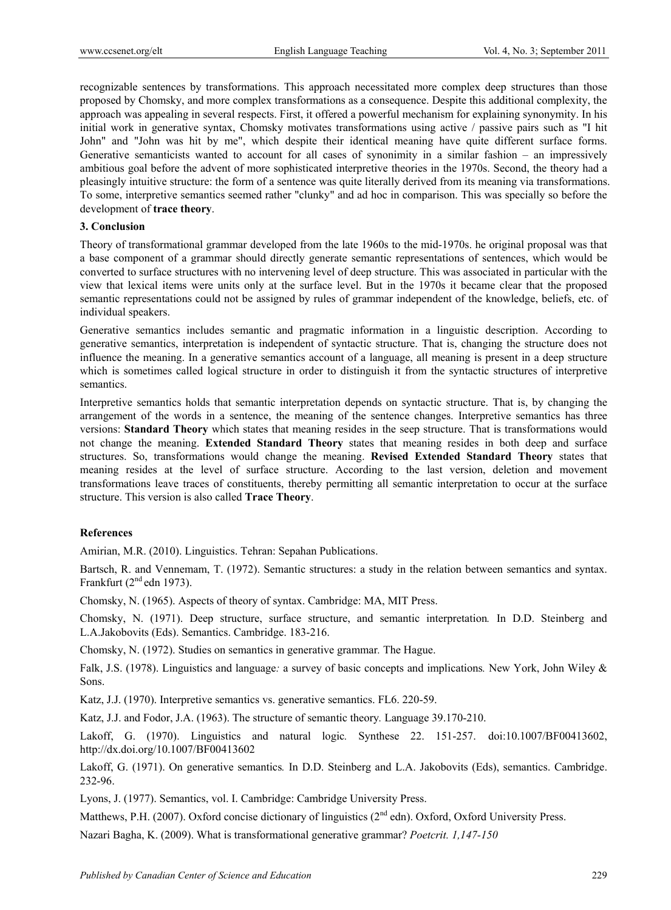recognizable sentences by transformations. This approach necessitated more complex deep structures than those proposed by Chomsky, and more complex transformations as a consequence. Despite this additional complexity, the approach was appealing in several respects. First, it offered a powerful mechanism for explaining synonymity. In his initial work in generative syntax, Chomsky motivates transformations using active / passive pairs such as "I hit John" and "John was hit by me", which despite their identical meaning have quite different surface forms. Generative semanticists wanted to account for all cases of synonimity in a similar fashion – an impressively ambitious goal before the advent of more sophisticated interpretive theories in the 1970s. Second, the theory had a pleasingly intuitive structure: the form of a sentence was quite literally derived from its meaning via transformations. To some, interpretive semantics seemed rather "clunky" and ad hoc in comparison. This was specially so before the development of **trace theory**.

### 3. Conclusion

Theory of transformational grammar developed from the late 1960s to the mid-1970s. he original proposal was that a base component of a grammar should directly generate semantic representations of sentences, which would be converted to surface structures with no intervening level of deep structure. This was associated in particular with the view that lexical items were units only at the surface level. But in the 1970s it became clear that the proposed semantic representations could not be assigned by rules of grammar independent of the knowledge, beliefs, etc. of individual speakers.

Generative semantics includes semantic and pragmatic information in a linguistic description. According to generative semantics, interpretation is independent of syntactic structure. That is, changing the structure does not influence the meaning. In a generative semantics account of a language, all meaning is present in a deep structure which is sometimes called logical structure in order to distinguish it from the syntactic structures of interpretive semantics.

Interpretive semantics holds that semantic interpretation depends on syntactic structure. That is, by changing the arrangement of the words in a sentence, the meaning of the sentence changes. Interpretive semantics has three versions: **Standard Theory** which states that meaning resides in the seep structure. That is transformations would not change the meaning. **Extended Standard Theory** states that meaning resides in both deep and surface structures. So, transformations would change the meaning. **Revised Extended Standard Theory** states that meaning resides at the level of surface structure. According to the last version, deletion and movement transformations leave traces of constituents, thereby permitting all semantic interpretation to occur at the surface structure. This version is also called **Trace Theory**.

### References

Amirian, M.R. (2010). Linguistics. Tehran: Sepahan Publications.

Bartsch, R. and Vennemam, T. (1972). Semantic structures: a study in the relation between semantics and syntax. Frankfurt (2nd edn 1973).

Chomsky, N. (1965). Aspects of theory of syntax. Cambridge: MA, MIT Press.

Chomsky, N. (1971). Deep structure, surface structure, and semantic interpretation*.* In D.D. Steinberg and L.A.Jakobovits (Eds). Semantics. Cambridge. 183-216.

Chomsky, N. (1972). Studies on semantics in generative grammar*.* The Hague.

Falk, J.S. (1978). Linguistics and language*:* a survey of basic concepts and implications*.* New York, John Wiley & Sons.

Katz, J.J. (1970). Interpretive semantics vs. generative semantics. FL6. 220-59.

Katz, J.J. and Fodor, J.A. (1963). The structure of semantic theory*.* Language 39.170-210.

Lakoff, G. (1970). Linguistics and natural logic*.* Synthese 22. 151-257. doi:10.1007/BF00413602, http://dx.doi.org/10.1007/BF00413602

Lakoff, G. (1971). On generative semantics*.* In D.D. Steinberg and L.A. Jakobovits (Eds), semantics. Cambridge. 232-96.

Lyons, J. (1977). Semantics, vol. I. Cambridge: Cambridge University Press.

Matthews, P.H. (2007). Oxford concise dictionary of linguistics (2nd edn). Oxford, Oxford University Press.

Nazari Bagha, K. (2009). What is transformational generative grammar? *Poetcrit. 1,147-150*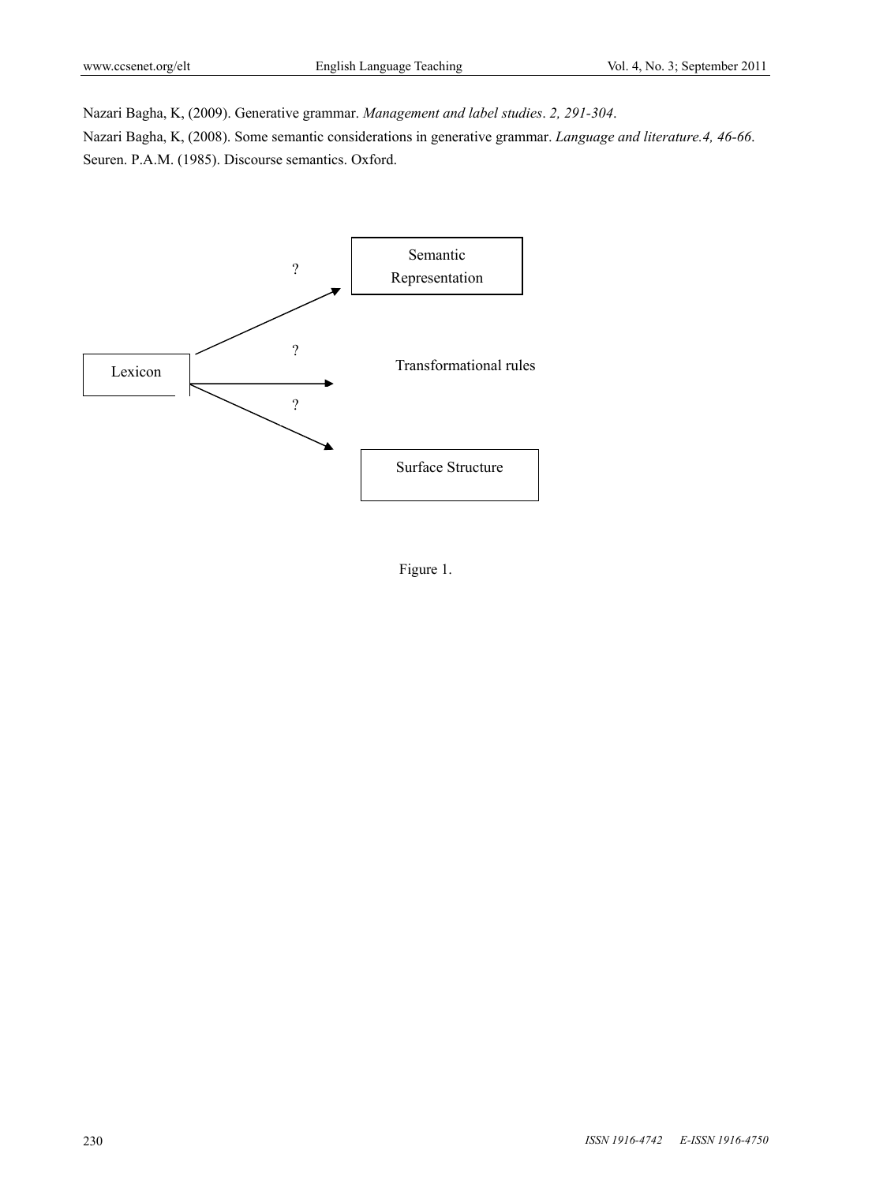Nazari Bagha, K, (2009). Generative grammar. *Management and label studies*. *2, 291-304*.

Nazari Bagha, K, (2008). Some semantic considerations in generative grammar. *Language and literature.4, 46-66*.

Seuren. P.A.M. (1985). Discourse semantics. Oxford.

```
                          ?        +------------------+
                         ------->  |     Semantic     |
                        /          |  Representation  |
                       /           +------------------+
+---------+           ?
| Lexicon | ----------------->    Transformational rules
+---------+
                       \  ?
                        \
                         ------->  +-------------------+
                                   |  Surface Structure |
                                   +-------------------+
```

Figure 1.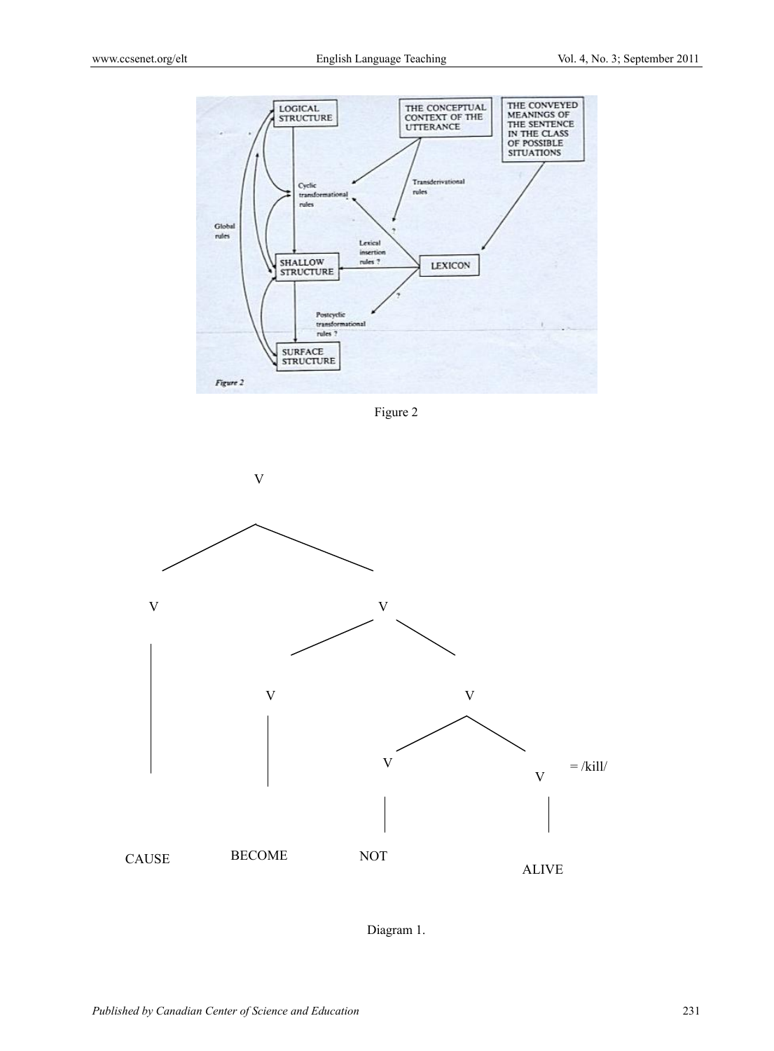LOGICAL STRUCTURE

THE CONCEPTUAL CONTEXT OF THE UTTERANCE

THE CONVEYED MEANINGS OF THE SENTENCE IN THE CLASS OF POSSIBLE SITUATIONS

Cyclic transformational rules

Transderivational rules

Global rules

Lexical insertion rules ?

?

SHALLOW STRUCTURE

LEXICON

?

Postcyclic transformational rules ?

SURFACE STRUCTURE

*Figure 2*

Figure 2

V

V

V

V

V

V

V

= /kill/

CAUSE

BECOME

NOT

ALIVE

Diagram 1.